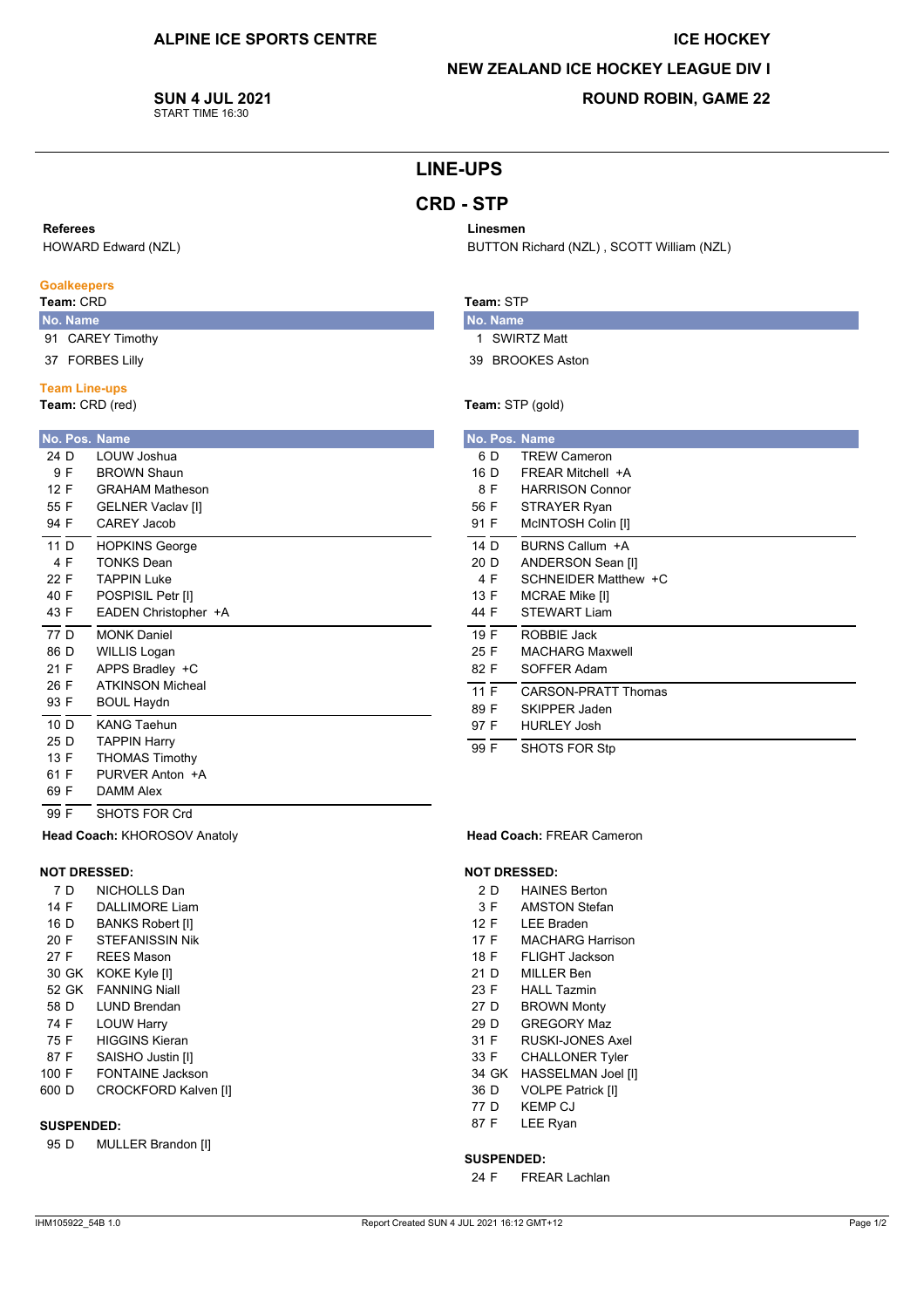**ALPINE ICE SPORTS CENTRE**

**ICE HOCKEY**

**NEW ZEALAND ICE HOCKEY LEAGUE DIV I**

**SUN 4 JUL 2021**
START TIME 16:30

**ROUND ROBIN, GAME 22**

# LINE-UPS

## CRD - STP

**Referees**
HOWARD Edward (NZL)

**Linesmen**
BUTTON Richard (NZL) , SCOTT William (NZL)

### Goalkeepers

**Team:** CRD

| No. | Name |
|---|---|
| 91 | CAREY Timothy |
| 37 | FORBES Lilly |

**Team:** STP

| No. | Name |
|---|---|
| 1 | SWIRTZ Matt |
| 39 | BROOKES Aston |

### Team Line-ups

**Team:** CRD (red)

| No. | Pos. | Name |
|---|---|---|
| 24 | D | LOUW Joshua |
| 9 | F | BROWN Shaun |
| 12 | F | GRAHAM Matheson |
| 55 | F | GELNER Vaclav [I] |
| 94 | F | CAREY Jacob |
| 11 | D | HOPKINS George |
| 4 | F | TONKS Dean |
| 22 | F | TAPPIN Luke |
| 40 | F | POSPISIL Petr [I] |
| 43 | F | EADEN Christopher +A |
| 77 | D | MONK Daniel |
| 86 | D | WILLIS Logan |
| 21 | F | APPS Bradley +C |
| 26 | F | ATKINSON Micheal |
| 93 | F | BOUL Haydn |
| 10 | D | KANG Taehun |
| 25 | D | TAPPIN Harry |
| 13 | F | THOMAS Timothy |
| 61 | F | PURVER Anton +A |
| 69 | F | DAMM Alex |
| 99 | F | SHOTS FOR Crd |

**Head Coach:** KHOROSOV Anatoly

**NOT DRESSED:**

| No. | Pos. | Name |
|---|---|---|
| 7 | D | NICHOLLS Dan |
| 14 | F | DALLIMORE Liam |
| 16 | D | BANKS Robert [I] |
| 20 | F | STEFANISSIN Nik |
| 27 | F | REES Mason |
| 30 | GK | KOKE Kyle [I] |
| 52 | GK | FANNING Niall |
| 58 | D | LUND Brendan |
| 74 | F | LOUW Harry |
| 75 | F | HIGGINS Kieran |
| 87 | F | SAISHO Justin [I] |
| 100 | F | FONTAINE Jackson |
| 600 | D | CROCKFORD Kalven [I] |

**SUSPENDED:**

| No. | Pos. | Name |
|---|---|---|
| 95 | D | MULLER Brandon [I] |

**Team:** STP (gold)

| No. | Pos. | Name |
|---|---|---|
| 6 | D | TREW Cameron |
| 16 | D | FREAR Mitchell +A |
| 8 | F | HARRISON Connor |
| 56 | F | STRAYER Ryan |
| 91 | F | McINTOSH Colin [I] |
| 14 | D | BURNS Callum +A |
| 20 | D | ANDERSON Sean [I] |
| 4 | F | SCHNEIDER Matthew +C |
| 13 | F | MCRAE Mike [I] |
| 44 | F | STEWART Liam |
| 19 | F | ROBBIE Jack |
| 25 | F | MACHARG Maxwell |
| 82 | F | SOFFER Adam |
| 11 | F | CARSON-PRATT Thomas |
| 89 | F | SKIPPER Jaden |
| 97 | F | HURLEY Josh |
| 99 | F | SHOTS FOR Stp |

**Head Coach:** FREAR Cameron

**NOT DRESSED:**

| No. | Pos. | Name |
|---|---|---|
| 2 | D | HAINES Berton |
| 3 | F | AMSTON Stefan |
| 12 | F | LEE Braden |
| 17 | F | MACHARG Harrison |
| 18 | F | FLIGHT Jackson |
| 21 | D | MILLER Ben |
| 23 | F | HALL Tazmin |
| 27 | D | BROWN Monty |
| 29 | D | GREGORY Maz |
| 31 | F | RUSKI-JONES Axel |
| 33 | F | CHALLONER Tyler |
| 34 | GK | HASSELMAN Joel [I] |
| 36 | D | VOLPE Patrick [I] |
| 77 | D | KEMP CJ |
| 87 | F | LEE Ryan |

**SUSPENDED:**

| No. | Pos. | Name |
|---|---|---|
| 24 | F | FREAR Lachlan |

IHM105922_54B 1.0 — Report Created SUN 4 JUL 2021 16:12 GMT+12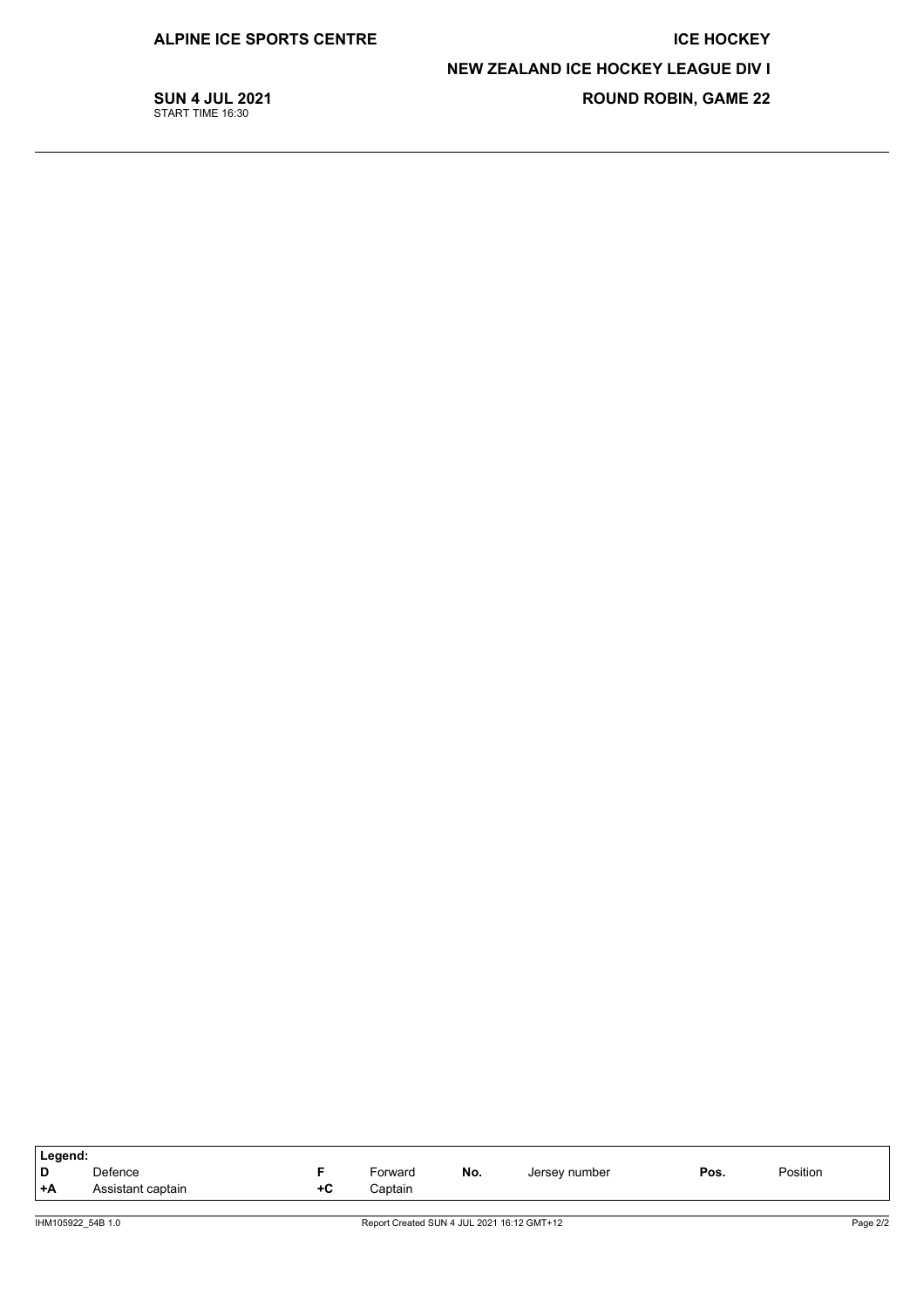| Legend: | | | | | | | |
| --- | --- | --- | --- | --- | --- | --- | --- |
| D | Defence | F | Forward | No. | Jersey number | Pos. | Position |
| +A | Assistant captain | +C | Captain | | | | |